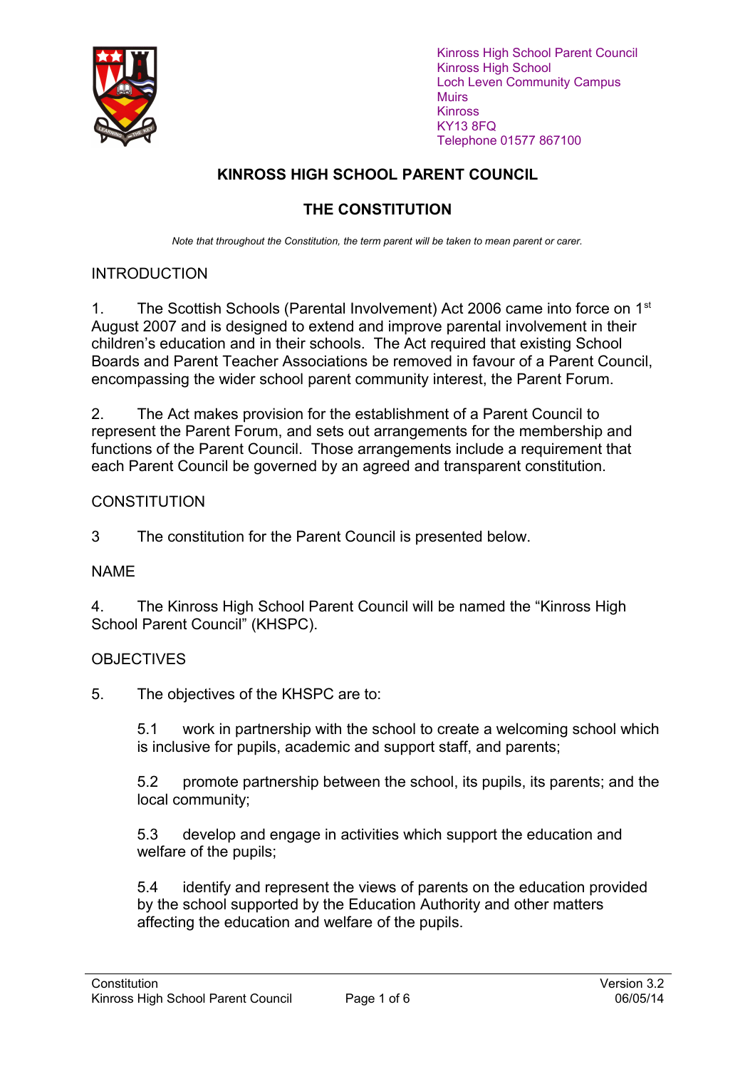Kinross High School Parent Council
Kinross High School
Loch Leven Community Campus
Muirs
Kinross
KY13 8FQ
Telephone 01577 867100

# KINROSS HIGH SCHOOL PARENT COUNCIL

## THE CONSTITUTION

*Note that throughout the Constitution, the term parent will be taken to mean parent or carer.*

## INTRODUCTION

1. The Scottish Schools (Parental Involvement) Act 2006 came into force on 1st August 2007 and is designed to extend and improve parental involvement in their children's education and in their schools. The Act required that existing School Boards and Parent Teacher Associations be removed in favour of a Parent Council, encompassing the wider school parent community interest, the Parent Forum.

2. The Act makes provision for the establishment of a Parent Council to represent the Parent Forum, and sets out arrangements for the membership and functions of the Parent Council. Those arrangements include a requirement that each Parent Council be governed by an agreed and transparent constitution.

## CONSTITUTION

3 The constitution for the Parent Council is presented below.

## NAME

4. The Kinross High School Parent Council will be named the "Kinross High School Parent Council" (KHSPC).

## OBJECTIVES

5. The objectives of the KHSPC are to:

   5.1 work in partnership with the school to create a welcoming school which is inclusive for pupils, academic and support staff, and parents;

   5.2 promote partnership between the school, its pupils, its parents; and the local community;

   5.3 develop and engage in activities which support the education and welfare of the pupils;

   5.4 identify and represent the views of parents on the education provided by the school supported by the Education Authority and other matters affecting the education and welfare of the pupils.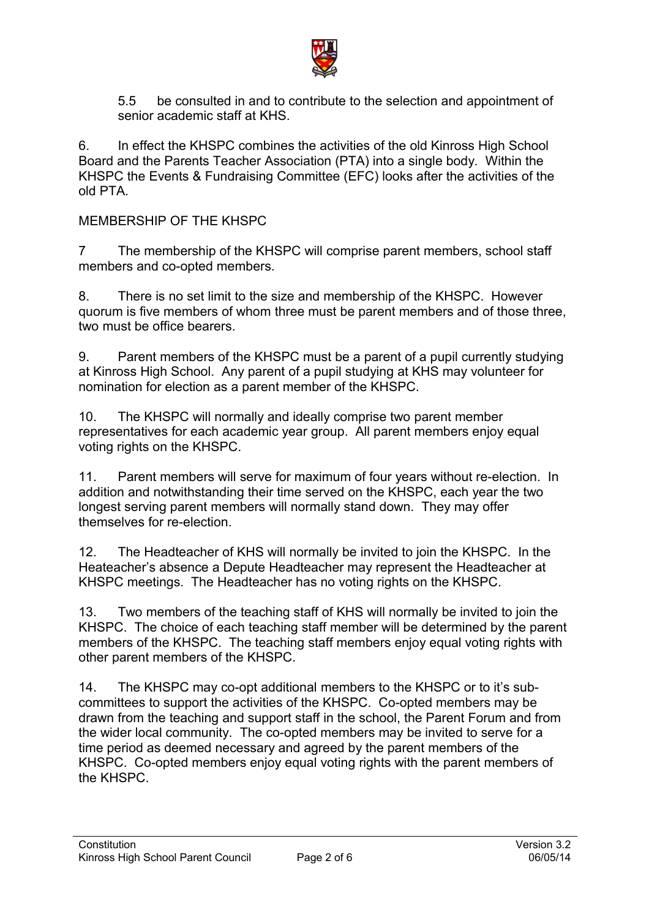5.5 be consulted in and to contribute to the selection and appointment of senior academic staff at KHS.

6. In effect the KHSPC combines the activities of the old Kinross High School Board and the Parents Teacher Association (PTA) into a single body. Within the KHSPC the Events & Fundraising Committee (EFC) looks after the activities of the old PTA.

MEMBERSHIP OF THE KHSPC

7 The membership of the KHSPC will comprise parent members, school staff members and co-opted members.

8. There is no set limit to the size and membership of the KHSPC. However quorum is five members of whom three must be parent members and of those three, two must be office bearers.

9. Parent members of the KHSPC must be a parent of a pupil currently studying at Kinross High School. Any parent of a pupil studying at KHS may volunteer for nomination for election as a parent member of the KHSPC.

10. The KHSPC will normally and ideally comprise two parent member representatives for each academic year group. All parent members enjoy equal voting rights on the KHSPC.

11. Parent members will serve for maximum of four years without re-election. In addition and notwithstanding their time served on the KHSPC, each year the two longest serving parent members will normally stand down. They may offer themselves for re-election.

12. The Headteacher of KHS will normally be invited to join the KHSPC. In the Heateacher's absence a Depute Headteacher may represent the Headteacher at KHSPC meetings. The Headteacher has no voting rights on the KHSPC.

13. Two members of the teaching staff of KHS will normally be invited to join the KHSPC. The choice of each teaching staff member will be determined by the parent members of the KHSPC. The teaching staff members enjoy equal voting rights with other parent members of the KHSPC.

14. The KHSPC may co-opt additional members to the KHSPC or to it's sub-committees to support the activities of the KHSPC. Co-opted members may be drawn from the teaching and support staff in the school, the Parent Forum and from the wider local community. The co-opted members may be invited to serve for a time period as deemed necessary and agreed by the parent members of the KHSPC. Co-opted members enjoy equal voting rights with the parent members of the KHSPC.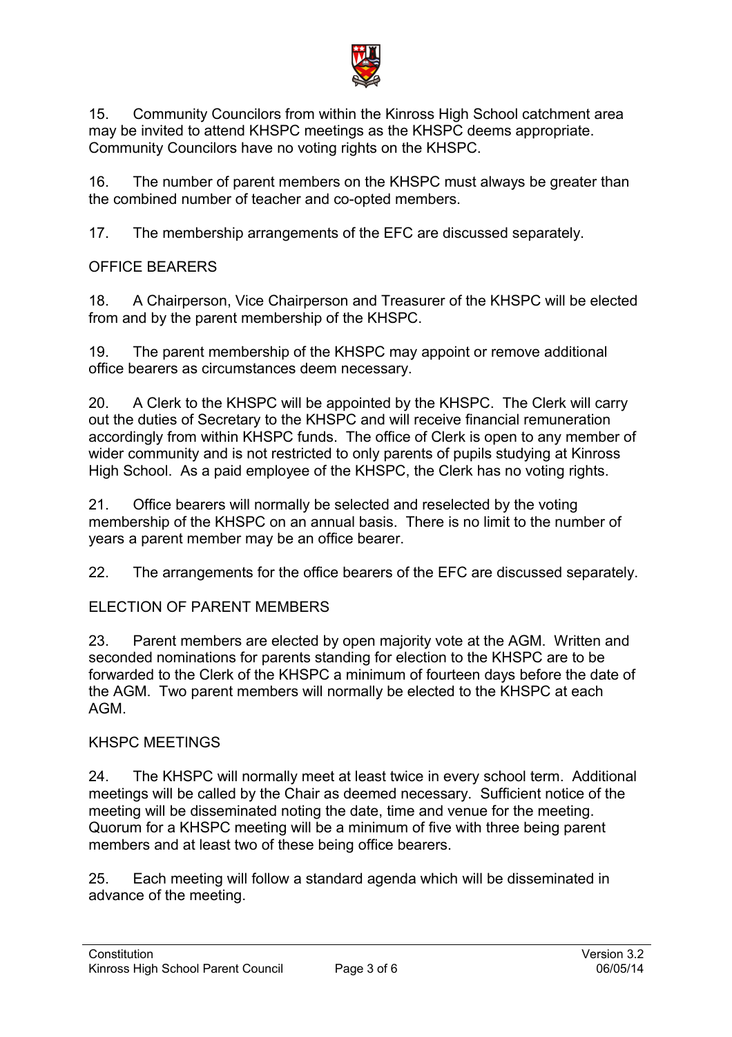15. Community Councilors from within the Kinross High School catchment area may be invited to attend KHSPC meetings as the KHSPC deems appropriate. Community Councilors have no voting rights on the KHSPC.

16. The number of parent members on the KHSPC must always be greater than the combined number of teacher and co-opted members.

17. The membership arrangements of the EFC are discussed separately.

## OFFICE BEARERS

18. A Chairperson, Vice Chairperson and Treasurer of the KHSPC will be elected from and by the parent membership of the KHSPC.

19. The parent membership of the KHSPC may appoint or remove additional office bearers as circumstances deem necessary.

20. A Clerk to the KHSPC will be appointed by the KHSPC. The Clerk will carry out the duties of Secretary to the KHSPC and will receive financial remuneration accordingly from within KHSPC funds. The office of Clerk is open to any member of wider community and is not restricted to only parents of pupils studying at Kinross High School. As a paid employee of the KHSPC, the Clerk has no voting rights.

21. Office bearers will normally be selected and reselected by the voting membership of the KHSPC on an annual basis. There is no limit to the number of years a parent member may be an office bearer.

22. The arrangements for the office bearers of the EFC are discussed separately.

## ELECTION OF PARENT MEMBERS

23. Parent members are elected by open majority vote at the AGM. Written and seconded nominations for parents standing for election to the KHSPC are to be forwarded to the Clerk of the KHSPC a minimum of fourteen days before the date of the AGM. Two parent members will normally be elected to the KHSPC at each AGM.

## KHSPC MEETINGS

24. The KHSPC will normally meet at least twice in every school term. Additional meetings will be called by the Chair as deemed necessary. Sufficient notice of the meeting will be disseminated noting the date, time and venue for the meeting. Quorum for a KHSPC meeting will be a minimum of five with three being parent members and at least two of these being office bearers.

25. Each meeting will follow a standard agenda which will be disseminated in advance of the meeting.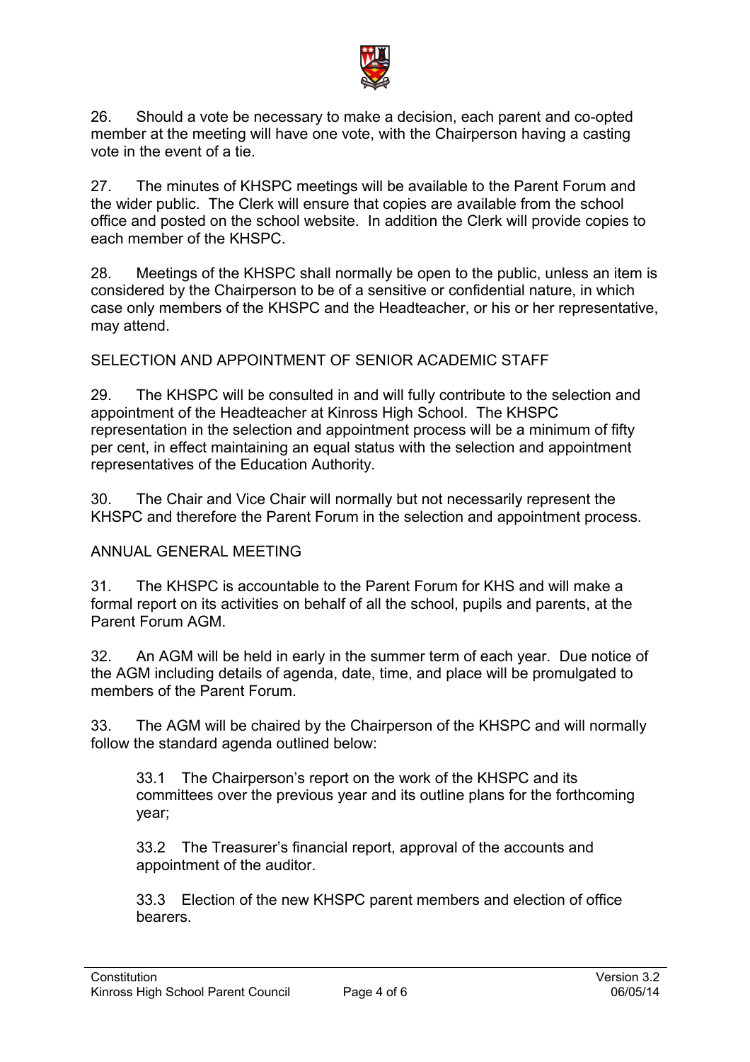26. Should a vote be necessary to make a decision, each parent and co-opted member at the meeting will have one vote, with the Chairperson having a casting vote in the event of a tie.

27. The minutes of KHSPC meetings will be available to the Parent Forum and the wider public. The Clerk will ensure that copies are available from the school office and posted on the school website. In addition the Clerk will provide copies to each member of the KHSPC.

28. Meetings of the KHSPC shall normally be open to the public, unless an item is considered by the Chairperson to be of a sensitive or confidential nature, in which case only members of the KHSPC and the Headteacher, or his or her representative, may attend.

## SELECTION AND APPOINTMENT OF SENIOR ACADEMIC STAFF

29. The KHSPC will be consulted in and will fully contribute to the selection and appointment of the Headteacher at Kinross High School. The KHSPC representation in the selection and appointment process will be a minimum of fifty per cent, in effect maintaining an equal status with the selection and appointment representatives of the Education Authority.

30. The Chair and Vice Chair will normally but not necessarily represent the KHSPC and therefore the Parent Forum in the selection and appointment process.

## ANNUAL GENERAL MEETING

31. The KHSPC is accountable to the Parent Forum for KHS and will make a formal report on its activities on behalf of all the school, pupils and parents, at the Parent Forum AGM.

32. An AGM will be held in early in the summer term of each year. Due notice of the AGM including details of agenda, date, time, and place will be promulgated to members of the Parent Forum.

33. The AGM will be chaired by the Chairperson of the KHSPC and will normally follow the standard agenda outlined below:

> 33.1 The Chairperson's report on the work of the KHSPC and its committees over the previous year and its outline plans for the forthcoming year;
>
> 33.2 The Treasurer's financial report, approval of the accounts and appointment of the auditor.
>
> 33.3 Election of the new KHSPC parent members and election of office bearers.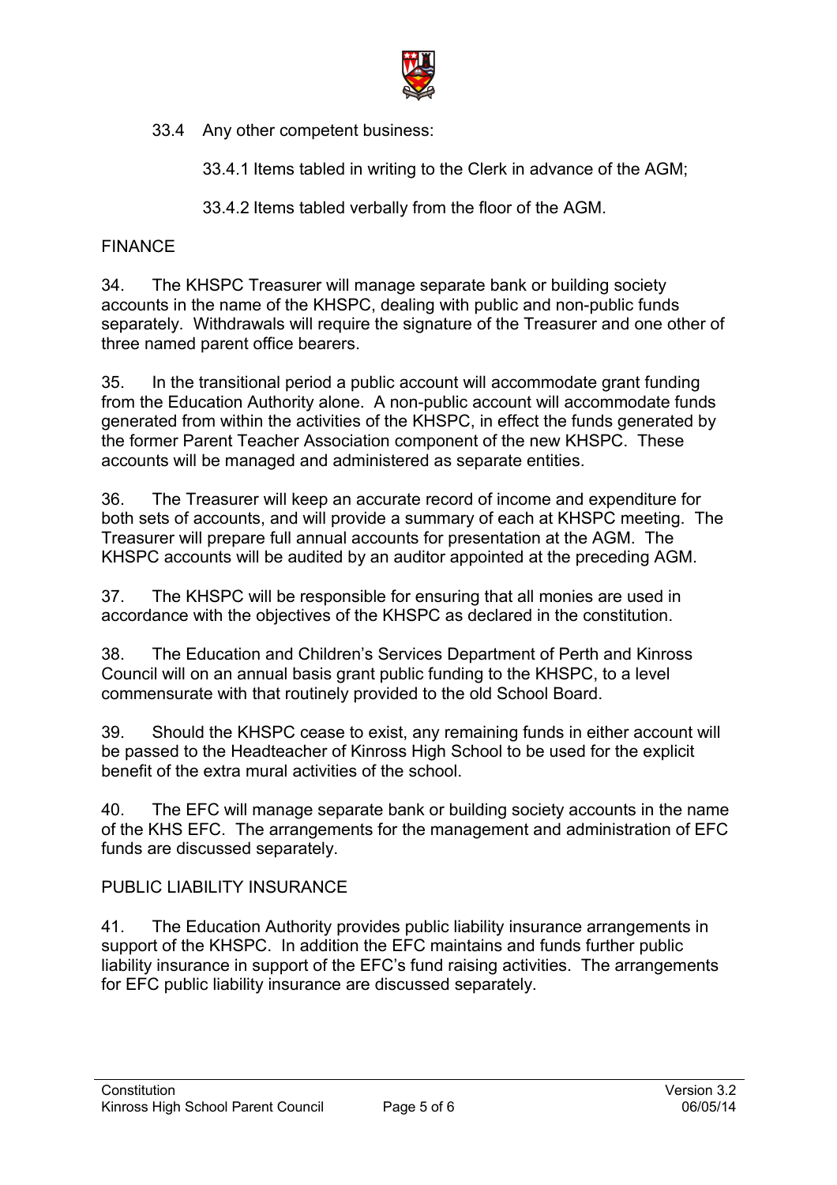33.4 Any other competent business:

33.4.1 Items tabled in writing to the Clerk in advance of the AGM;

33.4.2 Items tabled verbally from the floor of the AGM.

## FINANCE

34. The KHSPC Treasurer will manage separate bank or building society accounts in the name of the KHSPC, dealing with public and non-public funds separately. Withdrawals will require the signature of the Treasurer and one other of three named parent office bearers.

35. In the transitional period a public account will accommodate grant funding from the Education Authority alone. A non-public account will accommodate funds generated from within the activities of the KHSPC, in effect the funds generated by the former Parent Teacher Association component of the new KHSPC. These accounts will be managed and administered as separate entities.

36. The Treasurer will keep an accurate record of income and expenditure for both sets of accounts, and will provide a summary of each at KHSPC meeting. The Treasurer will prepare full annual accounts for presentation at the AGM. The KHSPC accounts will be audited by an auditor appointed at the preceding AGM.

37. The KHSPC will be responsible for ensuring that all monies are used in accordance with the objectives of the KHSPC as declared in the constitution.

38. The Education and Children's Services Department of Perth and Kinross Council will on an annual basis grant public funding to the KHSPC, to a level commensurate with that routinely provided to the old School Board.

39. Should the KHSPC cease to exist, any remaining funds in either account will be passed to the Headteacher of Kinross High School to be used for the explicit benefit of the extra mural activities of the school.

40. The EFC will manage separate bank or building society accounts in the name of the KHS EFC. The arrangements for the management and administration of EFC funds are discussed separately.

## PUBLIC LIABILITY INSURANCE

41. The Education Authority provides public liability insurance arrangements in support of the KHSPC. In addition the EFC maintains and funds further public liability insurance in support of the EFC's fund raising activities. The arrangements for EFC public liability insurance are discussed separately.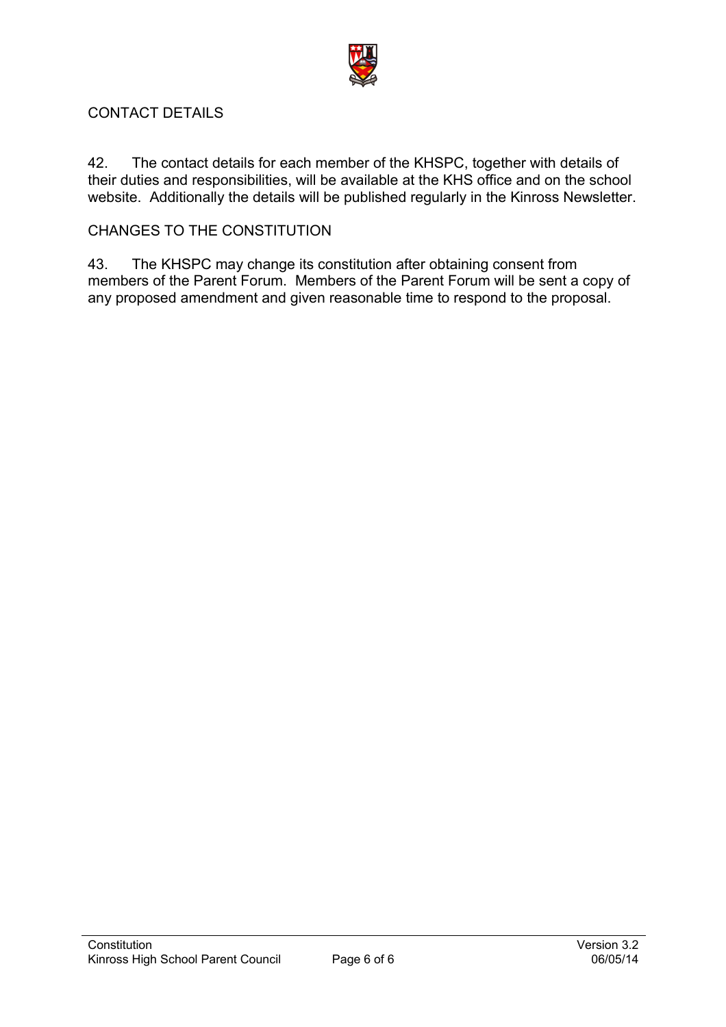## CONTACT DETAILS

42. The contact details for each member of the KHSPC, together with details of their duties and responsibilities, will be available at the KHS office and on the school website. Additionally the details will be published regularly in the Kinross Newsletter.

## CHANGES TO THE CONSTITUTION

43. The KHSPC may change its constitution after obtaining consent from members of the Parent Forum. Members of the Parent Forum will be sent a copy of any proposed amendment and given reasonable time to respond to the proposal.